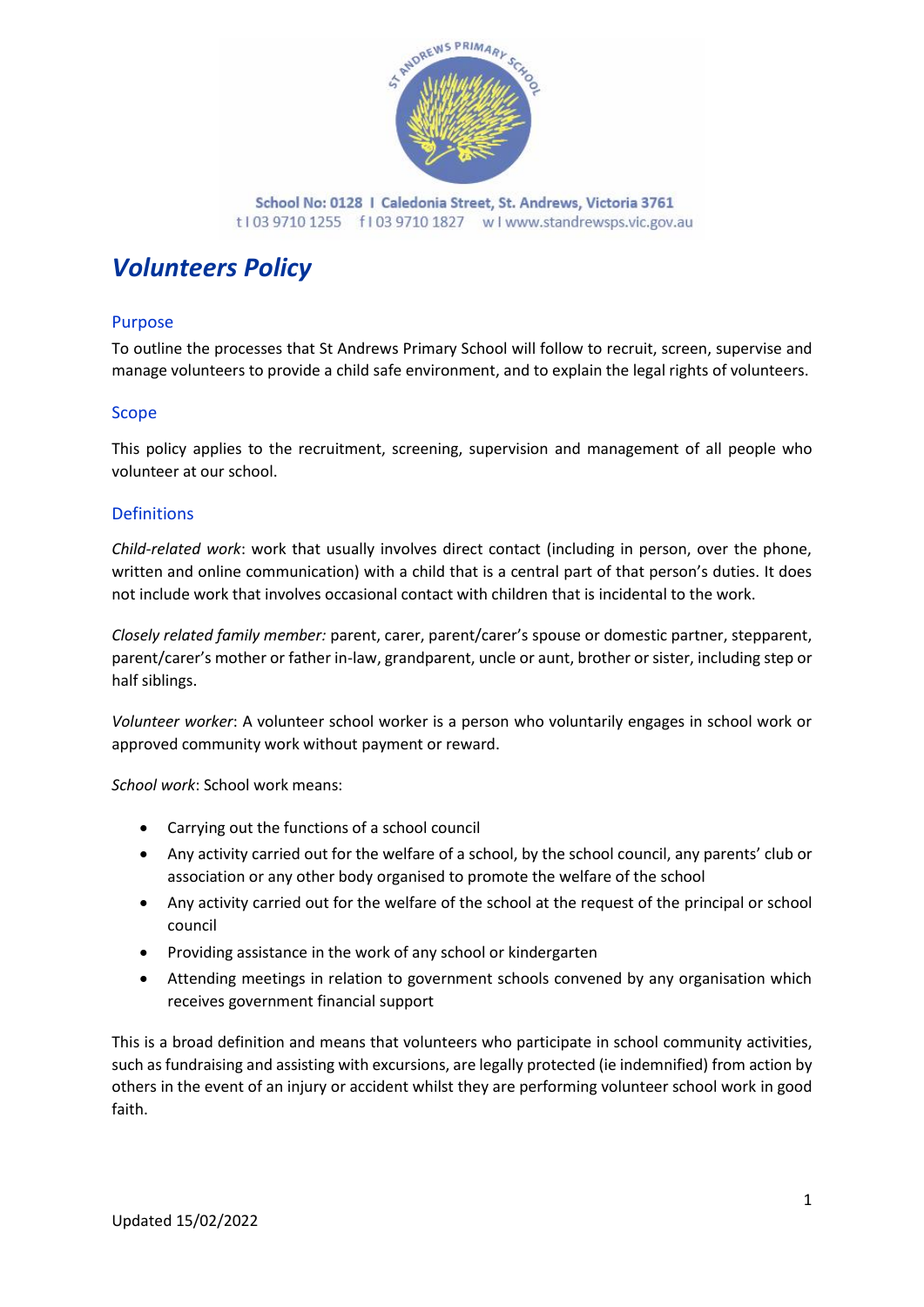School No: 0128 | Caledonia Street, St. Andrews, Victoria 3761
t | 03 9710 1255 f | 03 9710 1827 w | www.standrewsps.vic.gov.au

# *Volunteers Policy*

## Purpose

To outline the processes that St Andrews Primary School will follow to recruit, screen, supervise and manage volunteers to provide a child safe environment, and to explain the legal rights of volunteers.

## Scope

This policy applies to the recruitment, screening, supervision and management of all people who volunteer at our school.

## Definitions

*Child-related work*: work that usually involves direct contact (including in person, over the phone, written and online communication) with a child that is a central part of that person's duties. It does not include work that involves occasional contact with children that is incidental to the work.

*Closely related family member:* parent, carer, parent/carer's spouse or domestic partner, stepparent, parent/carer's mother or father in-law, grandparent, uncle or aunt, brother or sister, including step or half siblings.

*Volunteer worker*: A volunteer school worker is a person who voluntarily engages in school work or approved community work without payment or reward.

*School work*: School work means:

- Carrying out the functions of a school council
- Any activity carried out for the welfare of a school, by the school council, any parents' club or association or any other body organised to promote the welfare of the school
- Any activity carried out for the welfare of the school at the request of the principal or school council
- Providing assistance in the work of any school or kindergarten
- Attending meetings in relation to government schools convened by any organisation which receives government financial support

This is a broad definition and means that volunteers who participate in school community activities, such as fundraising and assisting with excursions, are legally protected (ie indemnified) from action by others in the event of an injury or accident whilst they are performing volunteer school work in good faith.

Updated 15/02/2022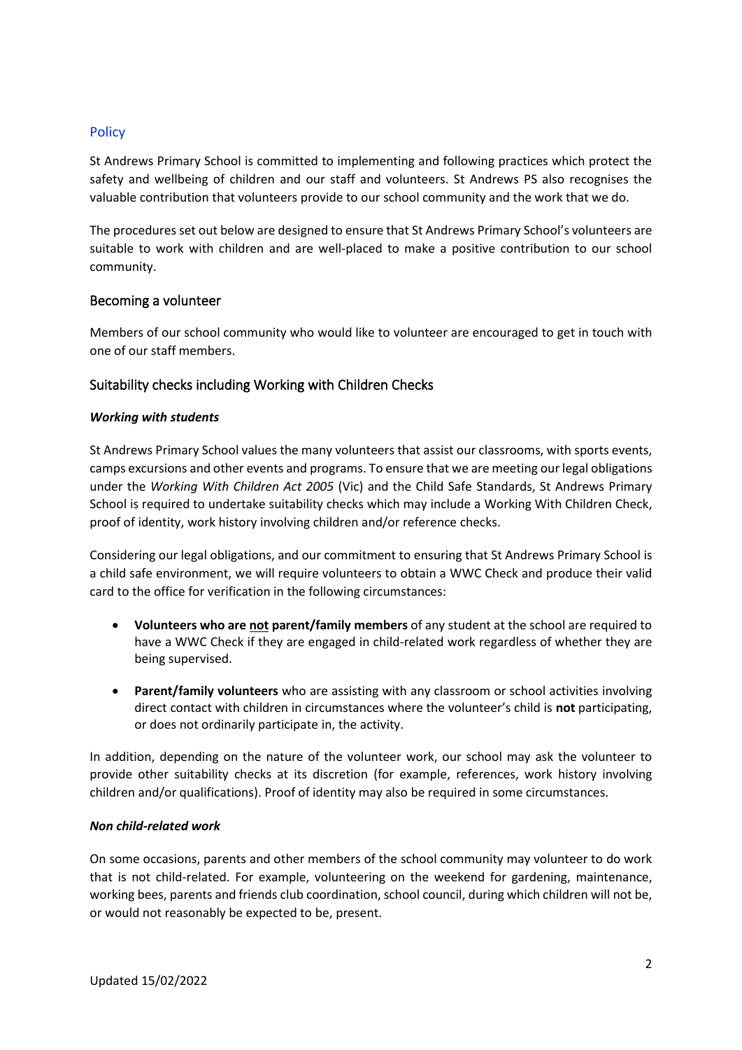## Policy

St Andrews Primary School is committed to implementing and following practices which protect the safety and wellbeing of children and our staff and volunteers. St Andrews PS also recognises the valuable contribution that volunteers provide to our school community and the work that we do.

The procedures set out below are designed to ensure that St Andrews Primary School's volunteers are suitable to work with children and are well-placed to make a positive contribution to our school community.

### Becoming a volunteer

Members of our school community who would like to volunteer are encouraged to get in touch with one of our staff members.

### Suitability checks including Working with Children Checks

***Working with students***

St Andrews Primary School values the many volunteers that assist our classrooms, with sports events, camps excursions and other events and programs. To ensure that we are meeting our legal obligations under the *Working With Children Act 2005* (Vic) and the Child Safe Standards, St Andrews Primary School is required to undertake suitability checks which may include a Working With Children Check, proof of identity, work history involving children and/or reference checks.

Considering our legal obligations, and our commitment to ensuring that St Andrews Primary School is a child safe environment, we will require volunteers to obtain a WWC Check and produce their valid card to the office for verification in the following circumstances:

- **Volunteers who are <u>not</u> parent/family members** of any student at the school are required to have a WWC Check if they are engaged in child-related work regardless of whether they are being supervised.
- **Parent/family volunteers** who are assisting with any classroom or school activities involving direct contact with children in circumstances where the volunteer's child is **not** participating, or does not ordinarily participate in, the activity.

In addition, depending on the nature of the volunteer work, our school may ask the volunteer to provide other suitability checks at its discretion (for example, references, work history involving children and/or qualifications). Proof of identity may also be required in some circumstances.

***Non child-related work***

On some occasions, parents and other members of the school community may volunteer to do work that is not child-related. For example, volunteering on the weekend for gardening, maintenance, working bees, parents and friends club coordination, school council, during which children will not be, or would not reasonably be expected to be, present.

Updated 15/02/2022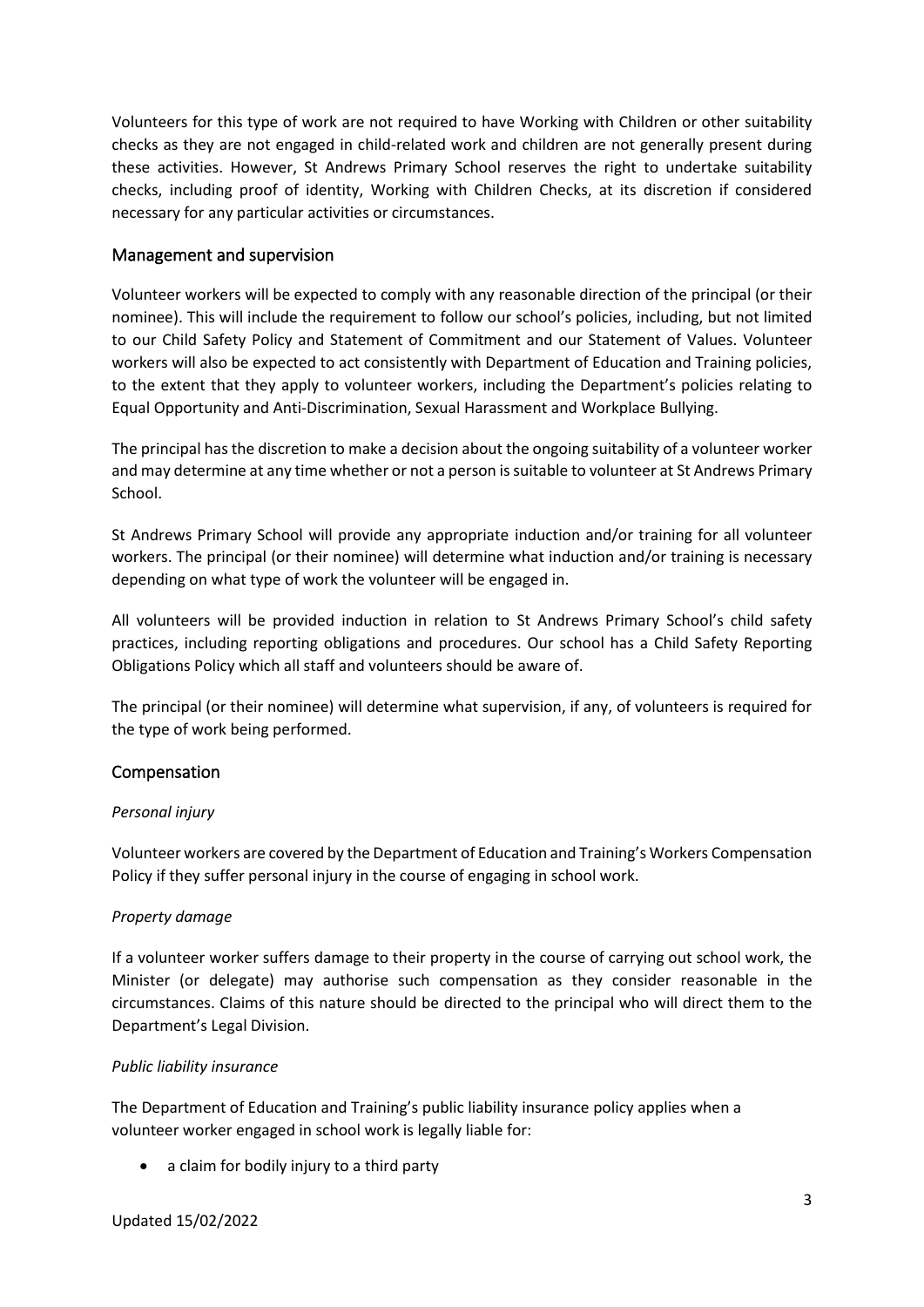Volunteers for this type of work are not required to have Working with Children or other suitability checks as they are not engaged in child-related work and children are not generally present during these activities. However, St Andrews Primary School reserves the right to undertake suitability checks, including proof of identity, Working with Children Checks, at its discretion if considered necessary for any particular activities or circumstances.

## Management and supervision

Volunteer workers will be expected to comply with any reasonable direction of the principal (or their nominee). This will include the requirement to follow our school's policies, including, but not limited to our Child Safety Policy and Statement of Commitment and our Statement of Values. Volunteer workers will also be expected to act consistently with Department of Education and Training policies, to the extent that they apply to volunteer workers, including the Department's policies relating to Equal Opportunity and Anti-Discrimination, Sexual Harassment and Workplace Bullying.

The principal has the discretion to make a decision about the ongoing suitability of a volunteer worker and may determine at any time whether or not a person is suitable to volunteer at St Andrews Primary School.

St Andrews Primary School will provide any appropriate induction and/or training for all volunteer workers. The principal (or their nominee) will determine what induction and/or training is necessary depending on what type of work the volunteer will be engaged in.

All volunteers will be provided induction in relation to St Andrews Primary School's child safety practices, including reporting obligations and procedures. Our school has a Child Safety Reporting Obligations Policy which all staff and volunteers should be aware of.

The principal (or their nominee) will determine what supervision, if any, of volunteers is required for the type of work being performed.

## Compensation

*Personal injury*

Volunteer workers are covered by the Department of Education and Training's Workers Compensation Policy if they suffer personal injury in the course of engaging in school work.

*Property damage*

If a volunteer worker suffers damage to their property in the course of carrying out school work, the Minister (or delegate) may authorise such compensation as they consider reasonable in the circumstances. Claims of this nature should be directed to the principal who will direct them to the Department's Legal Division.

*Public liability insurance*

The Department of Education and Training's public liability insurance policy applies when a volunteer worker engaged in school work is legally liable for:

- a claim for bodily injury to a third party

Updated 15/02/2022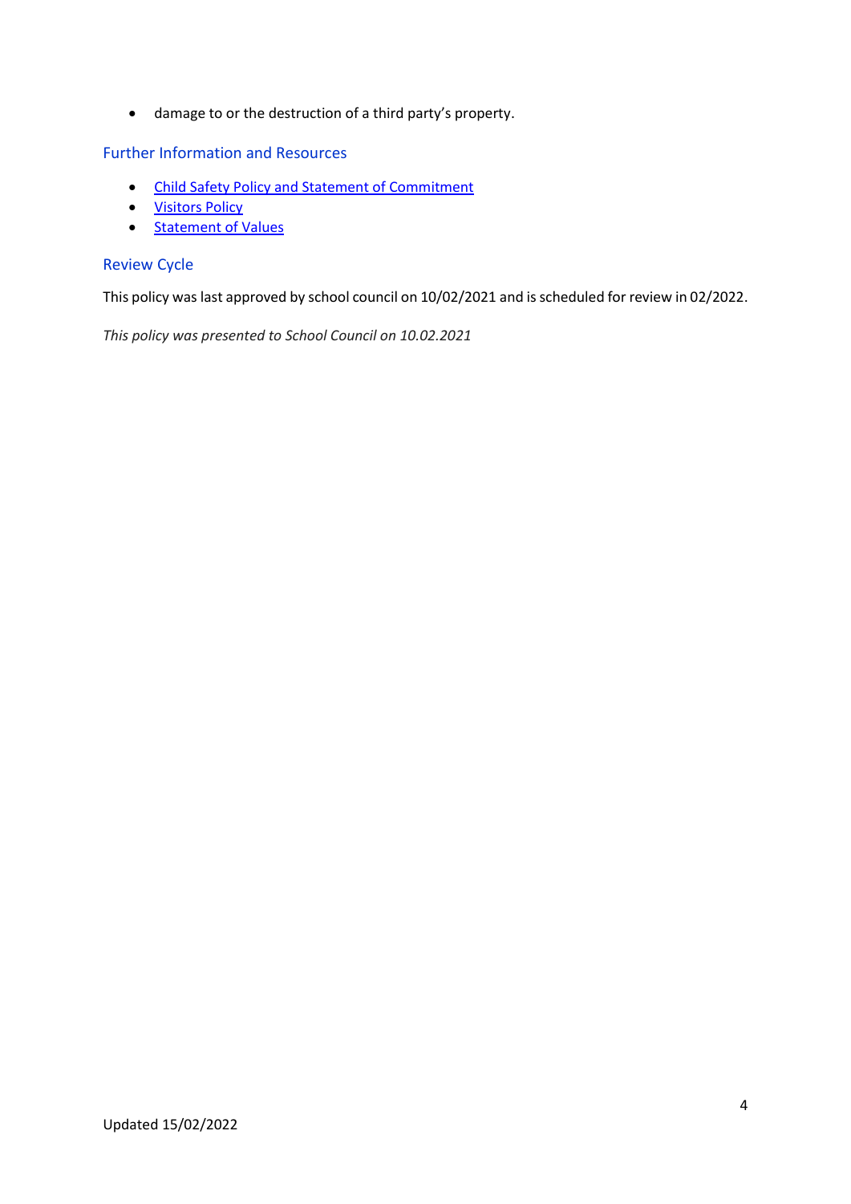- damage to or the destruction of a third party's property.

## Further Information and Resources

- [Child Safety Policy and Statement of Commitment]()
- [Visitors Policy]()
- [Statement of Values]()

## Review Cycle

This policy was last approved by school council on 10/02/2021 and is scheduled for review in 02/2022.

*This policy was presented to School Council on 10.02.2021*

Updated 15/02/2022